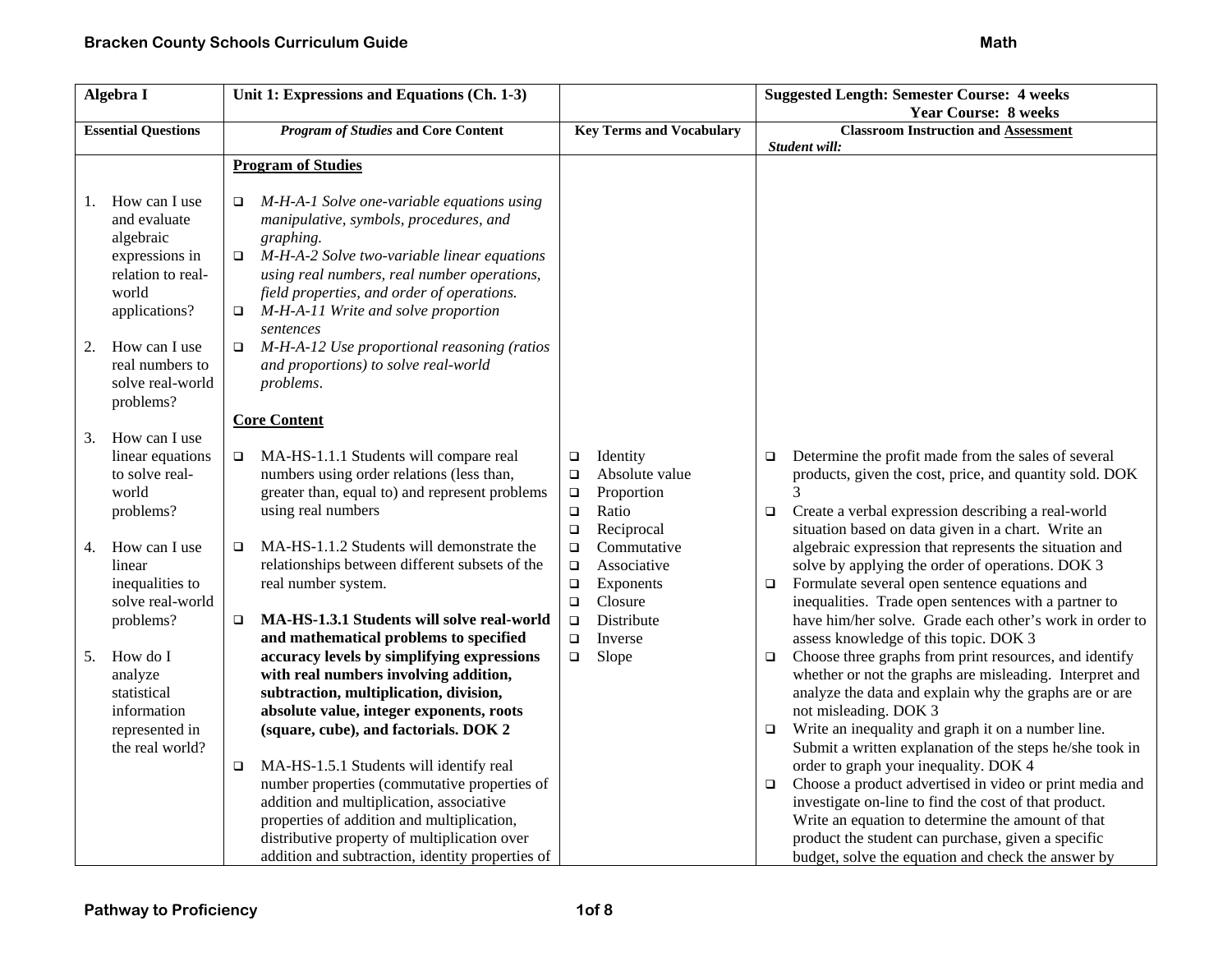| Algebra I | Unit 1: Expressions and Equations (Ch. 1-3) | | Suggested Length: Semester Course: 4 weeks<br>Year Course: 8 weeks |
|---|---|---|---|
| **Essential Questions** | ***Program of Studies* and Core Content** | **Key Terms and Vocabulary** | **Classroom Instruction and Assessment**<br>***Student will:*** |
| 1. How can I use and evaluate algebraic expressions in relation to real-world applications?<br><br>2. How can I use real numbers to solve real-world problems?<br><br>3. How can I use linear equations to solve real-world problems?<br><br>4. How can I use linear inequalities to solve real-world problems?<br><br>5. How do I analyze statistical information represented in the real world? | **Program of Studies**<br><br>❑ *M-H-A-1 Solve one-variable equations using manipulative, symbols, procedures, and graphing.*<br>❑ *M-H-A-2 Solve two-variable linear equations using real numbers, real number operations, field properties, and order of operations.*<br>❑ *M-H-A-11 Write and solve proportion sentences*<br>❑ *M-H-A-12 Use proportional reasoning (ratios and proportions) to solve real-world problems*.<br><br>**Core Content**<br><br>❑ MA-HS-1.1.1 Students will compare real numbers using order relations (less than, greater than, equal to) and represent problems using real numbers<br><br>❑ MA-HS-1.1.2 Students will demonstrate the relationships between different subsets of the real number system.<br><br>❑ **MA-HS-1.3.1 Students will solve real-world and mathematical problems to specified accuracy levels by simplifying expressions with real numbers involving addition, subtraction, multiplication, division, absolute value, integer exponents, roots (square, cube), and factorials. DOK 2**<br><br>❑ MA-HS-1.5.1 Students will identify real number properties (commutative properties of addition and multiplication, associative properties of addition and multiplication, distributive property of multiplication over addition and subtraction, identity properties of | ❑ Identity<br>❑ Absolute value<br>❑ Proportion<br>❑ Ratio<br>❑ Reciprocal<br>❑ Commutative<br>❑ Associative<br>❑ Exponents<br>❑ Closure<br>❑ Distribute<br>❑ Inverse<br>❑ Slope | ❑ Determine the profit made from the sales of several products, given the cost, price, and quantity sold. DOK 3<br>❑ Create a verbal expression describing a real-world situation based on data given in a chart. Write an algebraic expression that represents the situation and solve by applying the order of operations. DOK 3<br>❑ Formulate several open sentence equations and inequalities. Trade open sentences with a partner to have him/her solve. Grade each other's work in order to assess knowledge of this topic. DOK 3<br>❑ Choose three graphs from print resources, and identify whether or not the graphs are misleading. Interpret and analyze the data and explain why the graphs are or are not misleading. DOK 3<br>❑ Write an inequality and graph it on a number line. Submit a written explanation of the steps he/she took in order to graph your inequality. DOK 4<br>❑ Choose a product advertised in video or print media and investigate on-line to find the cost of that product. Write an equation to determine the amount of that product the student can purchase, given a specific budget, solve the equation and check the answer by |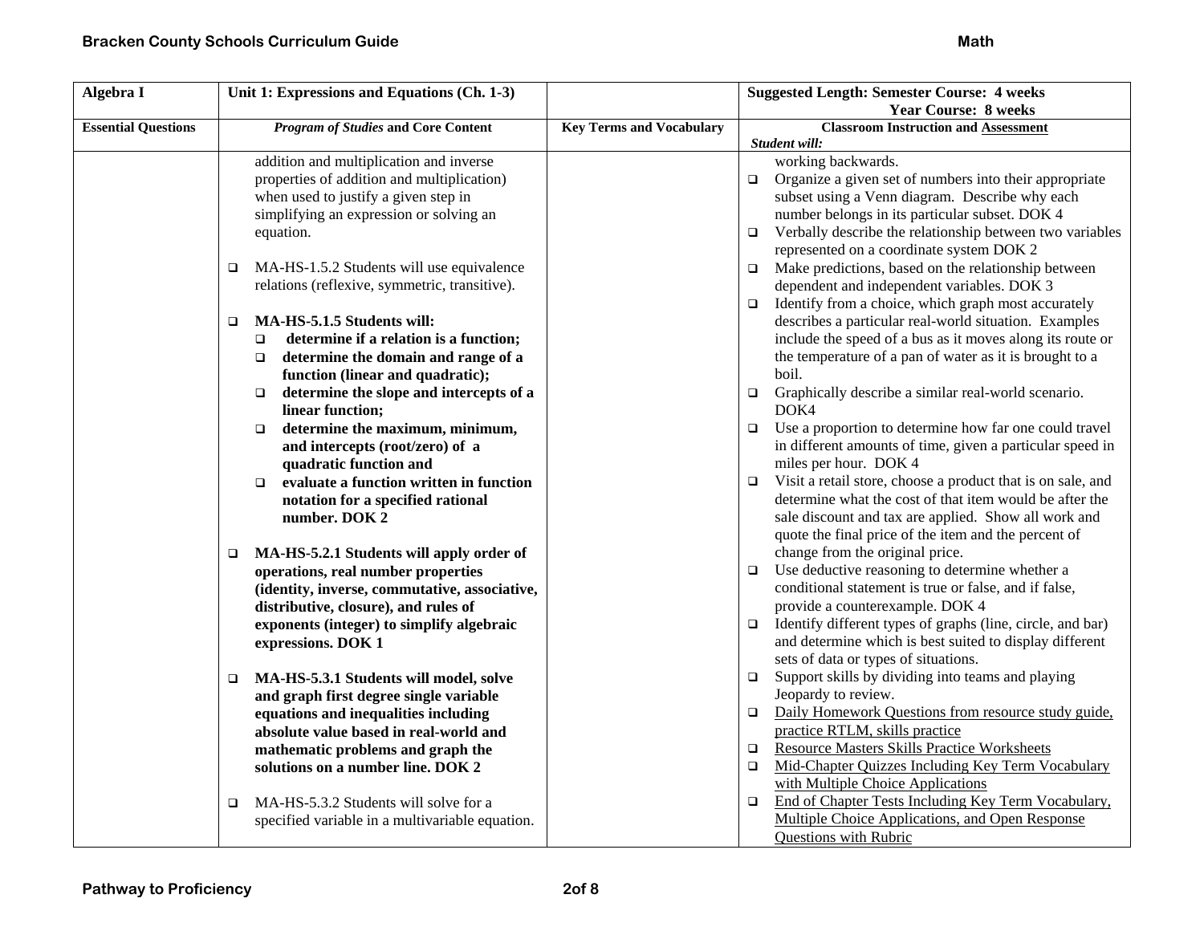| Algebra I | Unit 1: Expressions and Equations (Ch. 1-3) | | Suggested Length: Semester Course: 4 weeks<br>Year Course: 8 weeks |
|---|---|---|---|
| **Essential Questions** | ***Program of Studies* and Core Content** | **Key Terms and Vocabulary** | **Classroom Instruction and Assessment**<br>***Student will:*** |
| | addition and multiplication and inverse properties of addition and multiplication) when used to justify a given step in simplifying an expression or solving an equation.<br><br>❑ MA-HS-1.5.2 Students will use equivalence relations (reflexive, symmetric, transitive).<br><br>❑ **MA-HS-5.1.5 Students will:**<br>❑ **determine if a relation is a function;**<br>❑ **determine the domain and range of a function (linear and quadratic);**<br>❑ **determine the slope and intercepts of a linear function;**<br>❑ **determine the maximum, minimum, and intercepts (root/zero) of a quadratic function and**<br>❑ **evaluate a function written in function notation for a specified rational number. DOK 2**<br><br>❑ **MA-HS-5.2.1 Students will apply order of operations, real number properties (identity, inverse, commutative, associative, distributive, closure), and rules of exponents (integer) to simplify algebraic expressions. DOK 1**<br><br>❑ **MA-HS-5.3.1 Students will model, solve and graph first degree single variable equations and inequalities including absolute value based in real-world and mathematic problems and graph the solutions on a number line. DOK 2**<br><br>❑ MA-HS-5.3.2 Students will solve for a specified variable in a multivariable equation. | | working backwards.<br>❑ Organize a given set of numbers into their appropriate subset using a Venn diagram. Describe why each number belongs in its particular subset. DOK 4<br>❑ Verbally describe the relationship between two variables represented on a coordinate system DOK 2<br>❑ Make predictions, based on the relationship between dependent and independent variables. DOK 3<br>❑ Identify from a choice, which graph most accurately describes a particular real-world situation. Examples include the speed of a bus as it moves along its route or the temperature of a pan of water as it is brought to a boil.<br>❑ Graphically describe a similar real-world scenario. DOK4<br>❑ Use a proportion to determine how far one could travel in different amounts of time, given a particular speed in miles per hour. DOK 4<br>❑ Visit a retail store, choose a product that is on sale, and determine what the cost of that item would be after the sale discount and tax are applied. Show all work and quote the final price of the item and the percent of change from the original price.<br>❑ Use deductive reasoning to determine whether a conditional statement is true or false, and if false, provide a counterexample. DOK 4<br>❑ Identify different types of graphs (line, circle, and bar) and determine which is best suited to display different sets of data or types of situations.<br>❑ Support skills by dividing into teams and playing Jeopardy to review.<br>❑ <u>Daily Homework Questions from resource study guide, practice RTLM, skills practice</u><br>❑ <u>Resource Masters Skills Practice Worksheets</u><br>❑ <u>Mid-Chapter Quizzes Including Key Term Vocabulary with Multiple Choice Applications</u><br>❑ <u>End of Chapter Tests Including Key Term Vocabulary, Multiple Choice Applications, and Open Response Questions with Rubric</u> |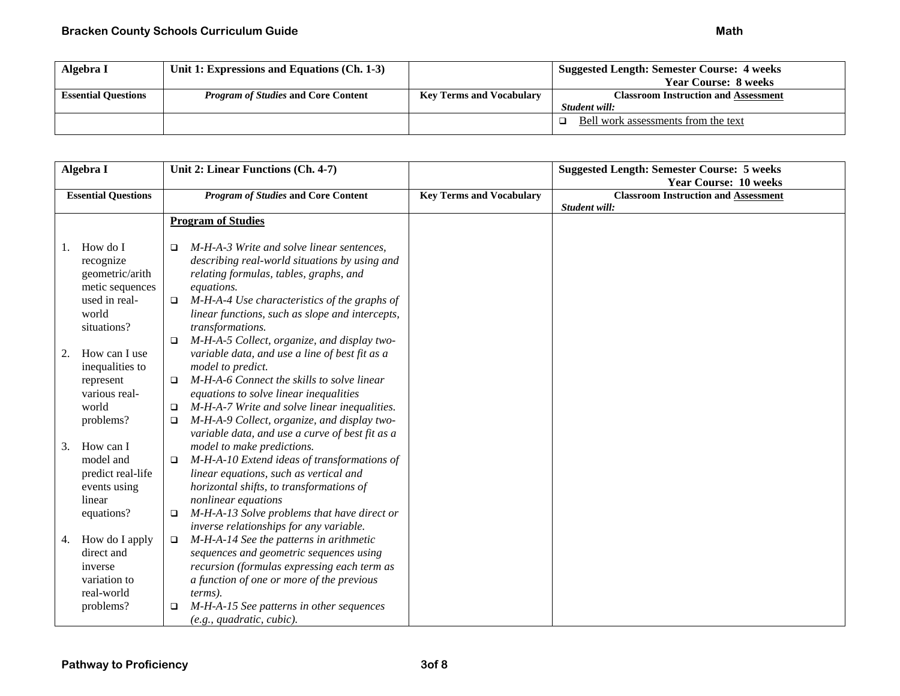| Algebra I | Unit 1: Expressions and Equations (Ch. 1-3) | | Suggested Length: Semester Course: 4 weeks<br>Year Course: 8 weeks |
|---|---|---|---|
| **Essential Questions** | ***Program of Studies* and Core Content** | **Key Terms and Vocabulary** | **Classroom Instruction and Assessment**<br>***Student will:*** |
| | | | ❑ Bell work assessments from the text |

| Algebra I | Unit 2: Linear Functions (Ch. 4-7) | | Suggested Length: Semester Course: 5 weeks<br>Year Course: 10 weeks |
|---|---|---|---|
| **Essential Questions** | ***Program of Studies* and Core Content** | **Key Terms and Vocabulary** | **Classroom Instruction and Assessment**<br>***Student will:*** |
| 1. How do I recognize geometric/arithmetic sequences used in real-world situations?<br><br>2. How can I use inequalities to represent various real-world problems?<br><br>3. How can I model and predict real-life events using linear equations?<br><br>4. How do I apply direct and inverse variation to real-world problems? | **Program of Studies**<br><br>❑ *M-H-A-3 Write and solve linear sentences, describing real-world situations by using and relating formulas, tables, graphs, and equations.*<br>❑ *M-H-A-4 Use characteristics of the graphs of linear functions, such as slope and intercepts, transformations.*<br>❑ *M-H-A-5 Collect, organize, and display two-variable data, and use a line of best fit as a model to predict.*<br>❑ *M-H-A-6 Connect the skills to solve linear equations to solve linear inequalities*<br>❑ *M-H-A-7 Write and solve linear inequalities.*<br>❑ *M-H-A-9 Collect, organize, and display two-variable data, and use a curve of best fit as a model to make predictions.*<br>❑ *M-H-A-10 Extend ideas of transformations of linear equations, such as vertical and horizontal shifts, to transformations of nonlinear equations*<br>❑ *M-H-A-13 Solve problems that have direct or inverse relationships for any variable.*<br>❑ *M-H-A-14 See the patterns in arithmetic sequences and geometric sequences using recursion (formulas expressing each term as a function of one or more of the previous terms).*<br>❑ *M-H-A-15 See patterns in other sequences (e.g., quadratic, cubic).* | | |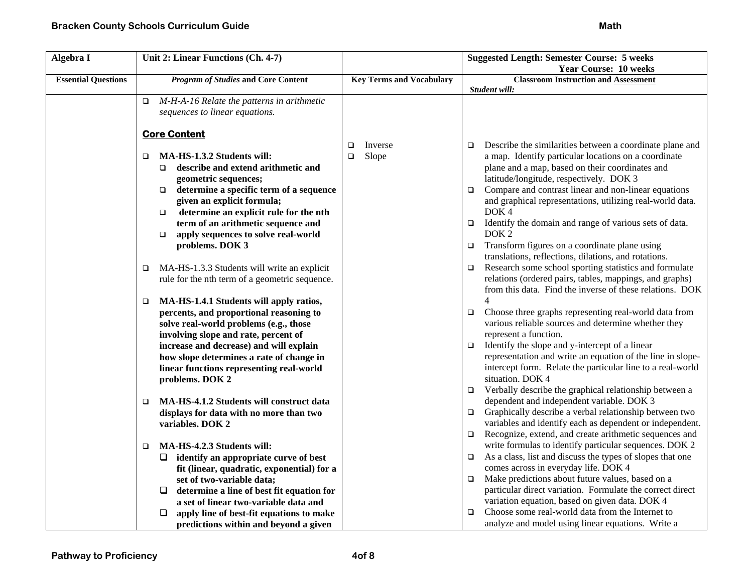| Algebra I | Unit 2: Linear Functions (Ch. 4-7) | | Suggested Length: Semester Course: 5 weeks<br>Year Course: 10 weeks |
|---|---|---|---|
| **Essential Questions** | ***Program of Studies* and Core Content** | **Key Terms and Vocabulary** | **Classroom Instruction and <u>Assessment</u>**<br>***Student will:*** |
| | ❑ *M-H-A-16 Relate the patterns in arithmetic sequences to linear equations.*<br><br>**<u>Core Content</u>**<br><br>❑ **MA-HS-1.3.2 Students will:**<br>❑ **describe and extend arithmetic and geometric sequences;**<br>❑ **determine a specific term of a sequence given an explicit formula;**<br>❑ **determine an explicit rule for the nth term of an arithmetic sequence and**<br>❑ **apply sequences to solve real-world problems. DOK 3**<br><br>❑ MA-HS-1.3.3 Students will write an explicit rule for the nth term of a geometric sequence.<br><br>❑ **MA-HS-1.4.1 Students will apply ratios, percents, and proportional reasoning to solve real-world problems (e.g., those involving slope and rate, percent of increase and decrease) and will explain how slope determines a rate of change in linear functions representing real-world problems. DOK 2**<br><br>❑ **MA-HS-4.1.2 Students will construct data displays for data with no more than two variables. DOK 2**<br><br>❑ **MA-HS-4.2.3 Students will:**<br>❑ **identify an appropriate curve of best fit (linear, quadratic, exponential) for a set of two-variable data;**<br>❑ **determine a line of best fit equation for a set of linear two-variable data and**<br>❑ **apply line of best-fit equations to make predictions within and beyond a given** | ❑ Inverse<br>❑ Slope | ❑ Describe the similarities between a coordinate plane and a map. Identify particular locations on a coordinate plane and a map, based on their coordinates and latitude/longitude, respectively. DOK 3<br>❑ Compare and contrast linear and non-linear equations and graphical representations, utilizing real-world data. DOK 4<br>❑ Identify the domain and range of various sets of data. DOK 2<br>❑ Transform figures on a coordinate plane using translations, reflections, dilations, and rotations.<br>❑ Research some school sporting statistics and formulate relations (ordered pairs, tables, mappings, and graphs) from this data. Find the inverse of these relations. DOK 4<br>❑ Choose three graphs representing real-world data from various reliable sources and determine whether they represent a function.<br>❑ Identify the slope and y-intercept of a linear representation and write an equation of the line in slope-intercept form. Relate the particular line to a real-world situation. DOK 4<br>❑ Verbally describe the graphical relationship between a dependent and independent variable. DOK 3<br>❑ Graphically describe a verbal relationship between two variables and identify each as dependent or independent.<br>❑ Recognize, extend, and create arithmetic sequences and write formulas to identify particular sequences. DOK 2<br>❑ As a class, list and discuss the types of slopes that one comes across in everyday life. DOK 4<br>❑ Make predictions about future values, based on a particular direct variation. Formulate the correct direct variation equation, based on given data. DOK 4<br>❑ Choose some real-world data from the Internet to analyze and model using linear equations. Write a |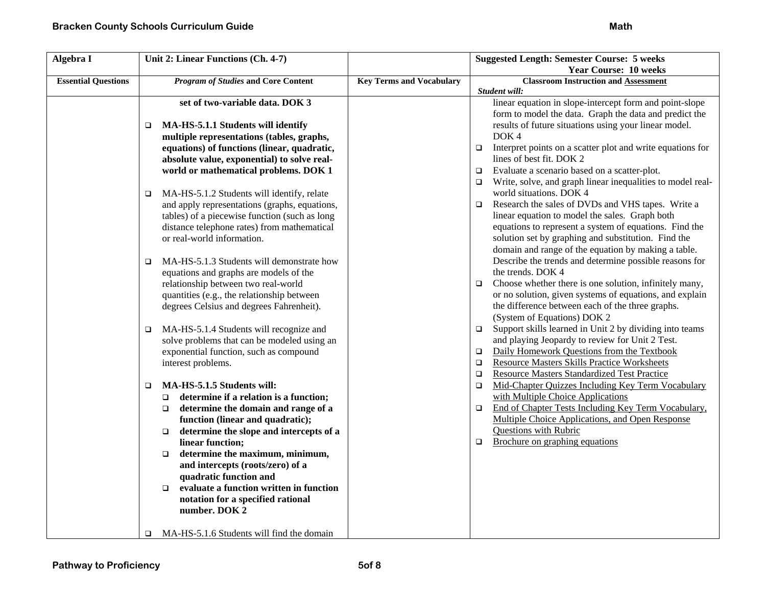| Algebra I | Unit 2: Linear Functions (Ch. 4-7) | | Suggested Length: Semester Course: 5 weeks Year Course: 10 weeks |
|---|---|---|---|
| **Essential Questions** | ***Program of Studies* and Core Content** | **Key Terms and Vocabulary** | **Classroom Instruction and Assessment** *Student will:* |
| | **set of two-variable data. DOK 3**<br><br>❑ **MA-HS-5.1.1 Students will identify multiple representations (tables, graphs, equations) of functions (linear, quadratic, absolute value, exponential) to solve real-world or mathematical problems. DOK 1**<br><br>❑ MA-HS-5.1.2 Students will identify, relate and apply representations (graphs, equations, tables) of a piecewise function (such as long distance telephone rates) from mathematical or real-world information.<br><br>❑ MA-HS-5.1.3 Students will demonstrate how equations and graphs are models of the relationship between two real-world quantities (e.g., the relationship between degrees Celsius and degrees Fahrenheit).<br><br>❑ MA-HS-5.1.4 Students will recognize and solve problems that can be modeled using an exponential function, such as compound interest problems.<br><br>❑ **MA-HS-5.1.5 Students will:**<br>❑ **determine if a relation is a function;**<br>❑ **determine the domain and range of a function (linear and quadratic);**<br>❑ **determine the slope and intercepts of a linear function;**<br>❑ **determine the maximum, minimum, and intercepts (roots/zero) of a quadratic function and**<br>❑ **evaluate a function written in function notation for a specified rational number. DOK 2**<br><br>❑ MA-HS-5.1.6 Students will find the domain | | linear equation in slope-intercept form and point-slope form to model the data. Graph the data and predict the results of future situations using your linear model. DOK 4<br>❑ Interpret points on a scatter plot and write equations for lines of best fit. DOK 2<br>❑ Evaluate a scenario based on a scatter-plot.<br>❑ Write, solve, and graph linear inequalities to model real-world situations. DOK 4<br>❑ Research the sales of DVDs and VHS tapes. Write a linear equation to model the sales. Graph both equations to represent a system of equations. Find the solution set by graphing and substitution. Find the domain and range of the equation by making a table. Describe the trends and determine possible reasons for the trends. DOK 4<br>❑ Choose whether there is one solution, infinitely many, or no solution, given systems of equations, and explain the difference between each of the three graphs. (System of Equations) DOK 2<br>❑ Support skills learned in Unit 2 by dividing into teams and playing Jeopardy to review for Unit 2 Test.<br>❑ Daily Homework Questions from the Textbook<br>❑ Resource Masters Skills Practice Worksheets<br>❑ Resource Masters Standardized Test Practice<br>❑ Mid-Chapter Quizzes Including Key Term Vocabulary with Multiple Choice Applications<br>❑ End of Chapter Tests Including Key Term Vocabulary, Multiple Choice Applications, and Open Response Questions with Rubric<br>❑ Brochure on graphing equations |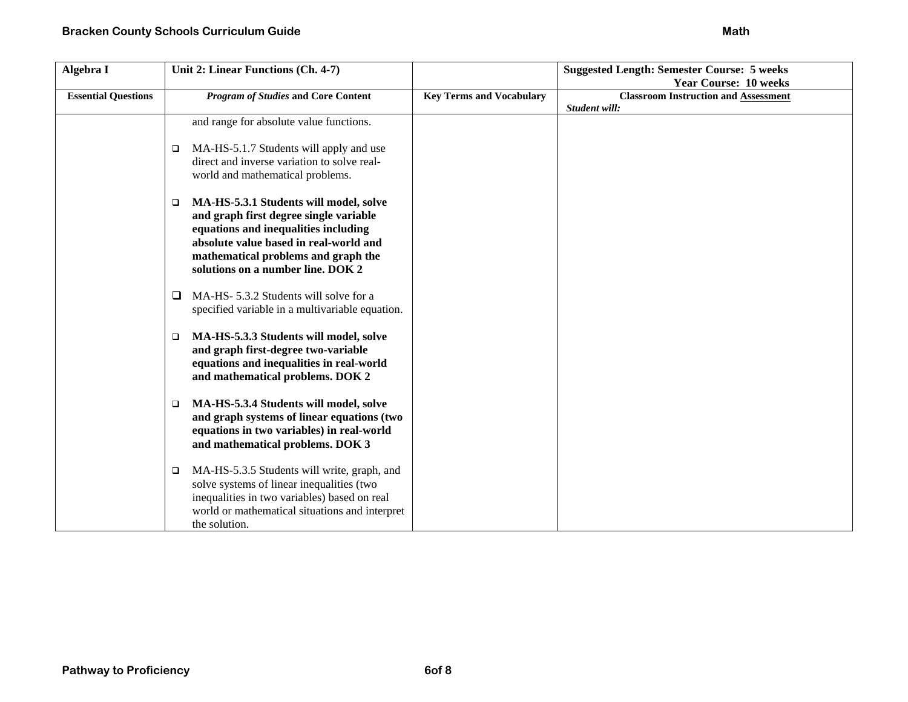| Algebra I | Unit 2: Linear Functions (Ch. 4-7) | | Suggested Length: Semester Course: 5 weeks Year Course: 10 weeks |
|---|---|---|---|
| **Essential Questions** | ***Program of Studies* and Core Content** | **Key Terms and Vocabulary** | **Classroom Instruction and Assessment** *Student will:* |
| | and range for absolute value functions.<br><br>❑ MA-HS-5.1.7 Students will apply and use direct and inverse variation to solve real-world and mathematical problems.<br><br>❑ **MA-HS-5.3.1 Students will model, solve and graph first degree single variable equations and inequalities including absolute value based in real-world and mathematical problems and graph the solutions on a number line. DOK 2**<br><br>❑ MA-HS- 5.3.2 Students will solve for a specified variable in a multivariable equation.<br><br>❑ **MA-HS-5.3.3 Students will model, solve and graph first-degree two-variable equations and inequalities in real-world and mathematical problems. DOK 2**<br><br>❑ **MA-HS-5.3.4 Students will model, solve and graph systems of linear equations (two equations in two variables) in real-world and mathematical problems. DOK 3**<br><br>❑ MA-HS-5.3.5 Students will write, graph, and solve systems of linear inequalities (two inequalities in two variables) based on real world or mathematical situations and interpret the solution. | | |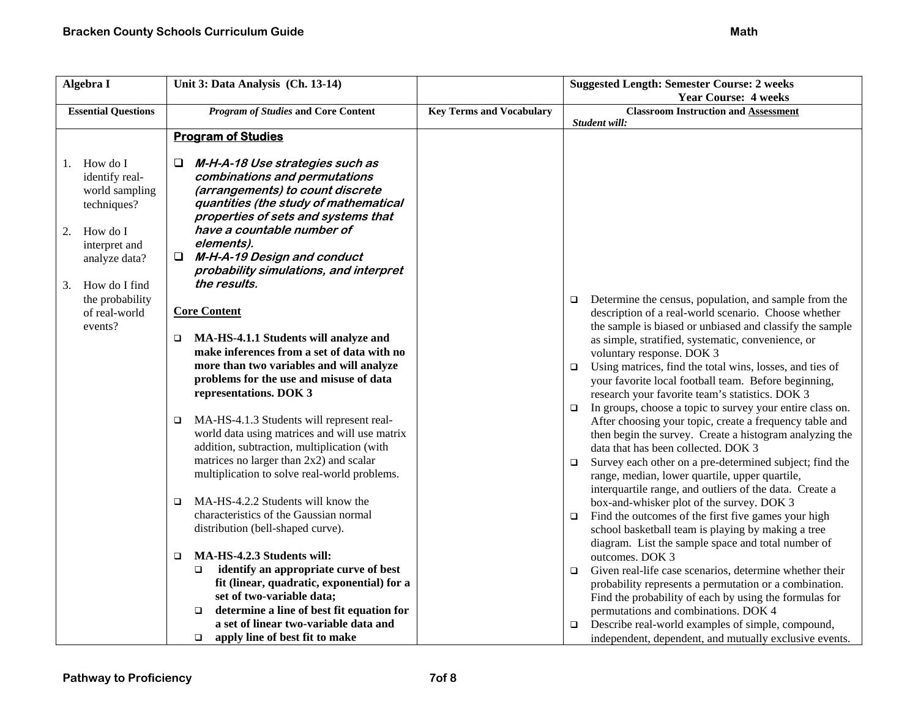| Algebra I | Unit 3: Data Analysis (Ch. 13-14) | | Suggested Length: Semester Course: 2 weeks Year Course: 4 weeks |
|---|---|---|---|
| **Essential Questions** | ***Program of Studies* and Core Content** | **Key Terms and Vocabulary** | **Classroom Instruction and Assessment** *Student will:* |
| 1. How do I identify real-world sampling techniques?<br><br>2. How do I interpret and analyze data?<br><br>3. How do I find the probability of real-world events? | **Program of Studies**<br><br>❑ ***M-H-A-18 Use strategies such as combinations and permutations (arrangements) to count discrete quantities (the study of mathematical properties of sets and systems that have a countable number of elements).***<br>❑ ***M-H-A-19 Design and conduct probability simulations, and interpret the results.***<br><br>**Core Content**<br><br>❑ **MA-HS-4.1.1 Students will analyze and make inferences from a set of data with no more than two variables and will analyze problems for the use and misuse of data representations. DOK 3**<br><br>❑ MA-HS-4.1.3 Students will represent real-world data using matrices and will use matrix addition, subtraction, multiplication (with matrices no larger than 2x2) and scalar multiplication to solve real-world problems.<br><br>❑ MA-HS-4.2.2 Students will know the characteristics of the Gaussian normal distribution (bell-shaped curve).<br><br>❑ **MA-HS-4.2.3 Students will:**<br>❑ **identify an appropriate curve of best fit (linear, quadratic, exponential) for a set of two-variable data;**<br>❑ **determine a line of best fit equation for a set of linear two-variable data and**<br>❑ **apply line of best fit to make** | | ❑ Determine the census, population, and sample from the description of a real-world scenario. Choose whether the sample is biased or unbiased and classify the sample as simple, stratified, systematic, convenience, or voluntary response. DOK 3<br>❑ Using matrices, find the total wins, losses, and ties of your favorite local football team. Before beginning, research your favorite team's statistics. DOK 3<br>❑ In groups, choose a topic to survey your entire class on. After choosing your topic, create a frequency table and then begin the survey. Create a histogram analyzing the data that has been collected. DOK 3<br>❑ Survey each other on a pre-determined subject; find the range, median, lower quartile, upper quartile, interquartile range, and outliers of the data. Create a box-and-whisker plot of the survey. DOK 3<br>❑ Find the outcomes of the first five games your high school basketball team is playing by making a tree diagram. List the sample space and total number of outcomes. DOK 3<br>❑ Given real-life case scenarios, determine whether their probability represents a permutation or a combination. Find the probability of each by using the formulas for permutations and combinations. DOK 4<br>❑ Describe real-world examples of simple, compound, independent, dependent, and mutually exclusive events. |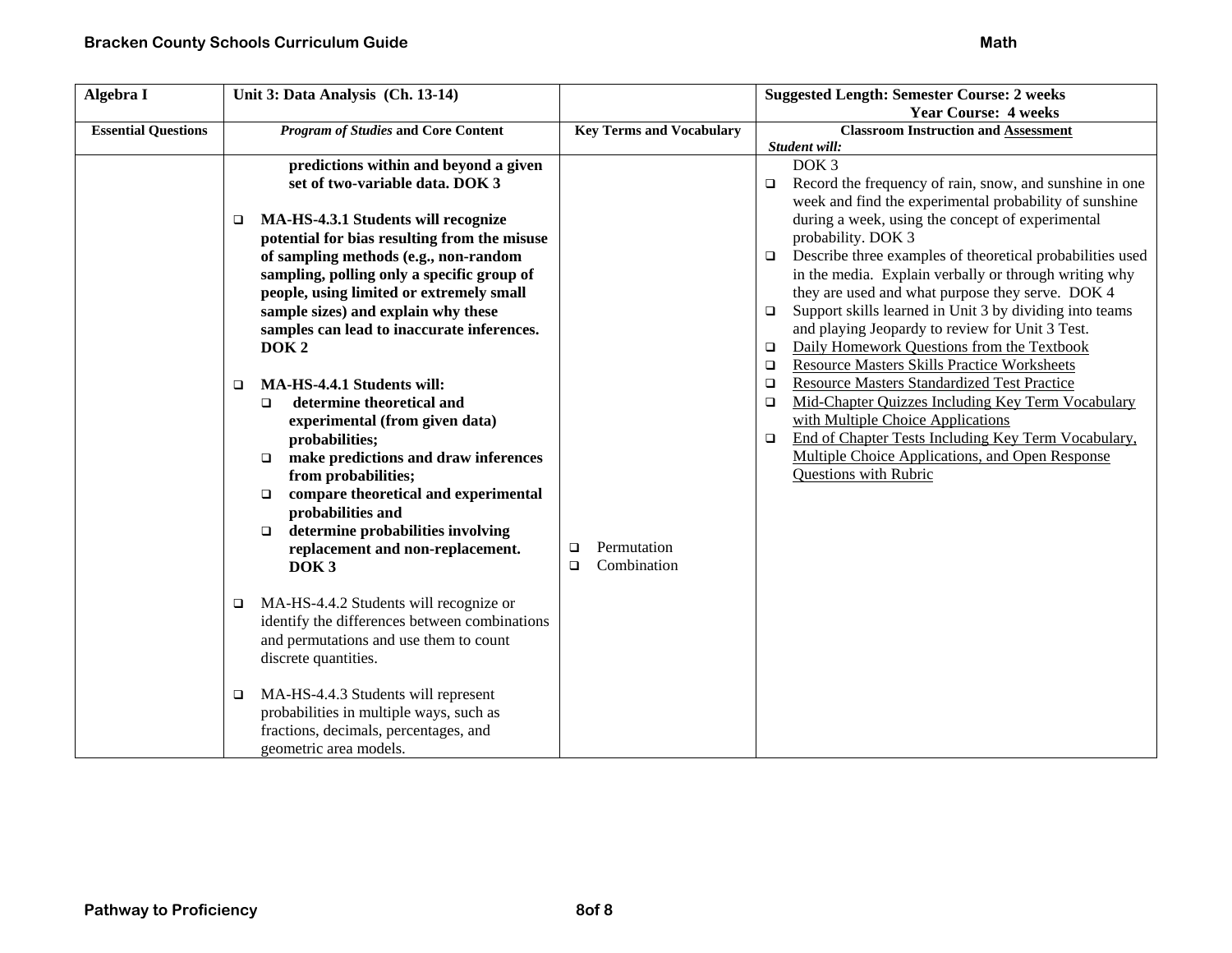| Algebra I | Unit 3: Data Analysis (Ch. 13-14) | | Suggested Length: Semester Course: 2 weeks<br>Year Course: 4 weeks |
|---|---|---|---|
| **Essential Questions** | ***Program of Studies* and Core Content** | **Key Terms and Vocabulary** | **Classroom Instruction and Assessment**<br>***Student will:*** |
| | **predictions within and beyond a given set of two-variable data. DOK 3**<br><br>❑ **MA-HS-4.3.1 Students will recognize potential for bias resulting from the misuse of sampling methods (e.g., non-random sampling, polling only a specific group of people, using limited or extremely small sample sizes) and explain why these samples can lead to inaccurate inferences. DOK 2**<br><br>❑ **MA-HS-4.4.1 Students will:**<br>❑ **determine theoretical and experimental (from given data) probabilities;**<br>❑ **make predictions and draw inferences from probabilities;**<br>❑ **compare theoretical and experimental probabilities and**<br>❑ **determine probabilities involving replacement and non-replacement. DOK 3**<br><br>❑ MA-HS-4.4.2 Students will recognize or identify the differences between combinations and permutations and use them to count discrete quantities.<br><br>❑ MA-HS-4.4.3 Students will represent probabilities in multiple ways, such as fractions, decimals, percentages, and geometric area models. | ❑ Permutation<br>❑ Combination | DOK 3<br>❑ Record the frequency of rain, snow, and sunshine in one week and find the experimental probability of sunshine during a week, using the concept of experimental probability. DOK 3<br>❑ Describe three examples of theoretical probabilities used in the media. Explain verbally or through writing why they are used and what purpose they serve. DOK 4<br>❑ Support skills learned in Unit 3 by dividing into teams and playing Jeopardy to review for Unit 3 Test.<br>❑ Daily Homework Questions from the Textbook<br>❑ Resource Masters Skills Practice Worksheets<br>❑ Resource Masters Standardized Test Practice<br>❑ Mid-Chapter Quizzes Including Key Term Vocabulary with Multiple Choice Applications<br>❑ End of Chapter Tests Including Key Term Vocabulary, Multiple Choice Applications, and Open Response Questions with Rubric |